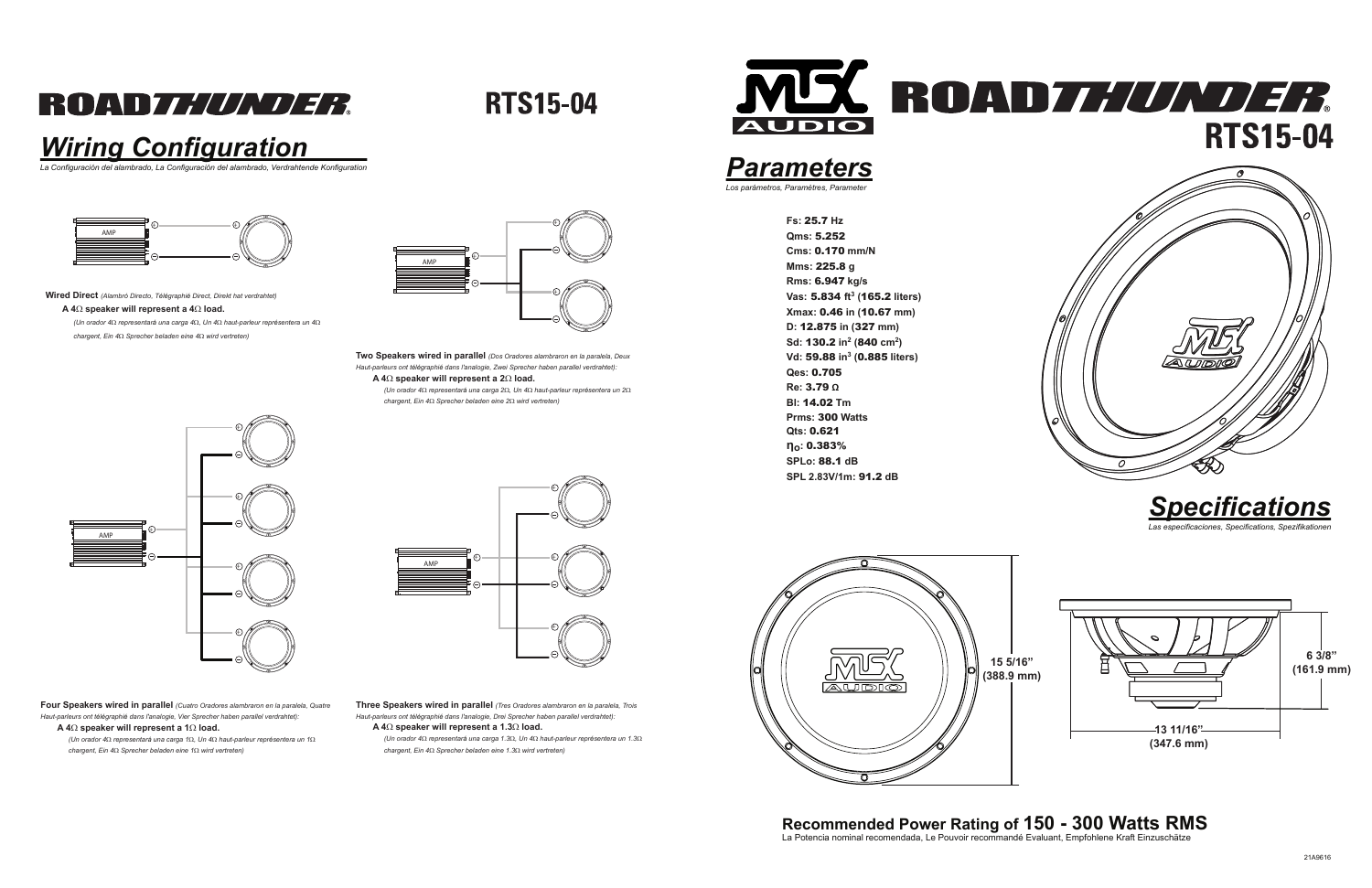# ROADTHUNDER RTS15-04

## Wiring Configuration

*La Configuración del alambrado, La Configuración del alambrado, Verdrahtende Konfiguration*

**Wired Direct** *(Alambró Directo, Télégraphié Direct, Direkt hat verdrahtet)*

**A 4Ω speaker will represent a 4Ω load.**

*(Un orador 4Ω representará una carga 4Ω, Un 4Ω haut-parleur représentera un 4Ω chargent, Ein 4Ω Sprecher beladen eine 4Ω wird vertreten)*

**Two Speakers wired in parallel** *(Dos Oradores alambraron en la paralela, Deux Haut-parleurs ont télégraphié dans l'analogie, Zwei Sprecher haben parallel verdrahtet):*

**A 4Ω speaker will represent a 2Ω load.**

*(Un orador 4Ω representará una carga 2Ω, Un 4Ω haut-parleur représentera un 2Ω chargent, Ein 4Ω Sprecher beladen eine 2Ω wird vertreten)*

**Four Speakers wired in parallel** *(Cuatro Oradores alambraron en la paralela, Quatre Haut-parleurs ont télégraphié dans l'analogie, Vier Sprecher haben parallel verdrahtet):*

**A 4Ω speaker will represent a 1Ω load.**

*(Un orador 4Ω representará una carga 1Ω, Un 4Ω haut-parleur représentera un 1Ω chargent, Ein 4Ω Sprecher beladen eine 1Ω wird vertreten)*

**Three Speakers wired in parallel** *(Tres Oradores alambraron en la paralela, Trois Haut-parleurs ont télégraphié dans l'analogie, Drei Sprecher haben parallel verdrahtet):*

**A 4Ω speaker will represent a 1.3Ω load.**

*(Un orador 4Ω representará una carga 1.3Ω, Un 4Ω haut-parleur représentera un 1.3Ω chargent, Ein 4Ω Sprecher beladen eine 1.3Ω wird vertreten)*

# MTX AUDIO ROADTHUNDER RTS15-04

## Parameters

*Los parámetros, Paramètres, Parameter*

- **Fs:** 25.7 Hz
- **Qms:** 5.252
- **Cms:** 0.170 mm/N
- **Mms:** 225.8 g
- **Rms:** 6.947 kg/s
- **Vas:** 5.834 $ft^3$ (165.2 liters)
- **Xmax:** 0.46 in (10.67 mm)
- **D:** 12.875 in (327 mm)
- **Sd:** 130.2 $in^2$ (840 $cm^2$)
- **Vd:** 59.88 $in^3$ (0.885 liters)
- **Qes:** 0.705
- **Re:** 3.79 Ω
- **Bl:** 14.02 Tm
- **Prms:** 300 Watts
- **Qts:** 0.621
- **$\eta_O$:** 0.383%
- **SPLo:** 88.1 dB
- **SPL 2.83V/1m:** 91.2 dB

## Specifications

*Las especificaciones, Specifications, Spezifikationen*

15 5/16" (388.9 mm)

6 3/8" (161.9 mm)

13 11/16" (347.6 mm)

**Recommended Power Rating of 150 - 300 Watts RMS**

La Potencia nominal recomendada, Le Pouvoir recommandé Evaluant, Empfohlene Kraft Einzuschätze

21A9616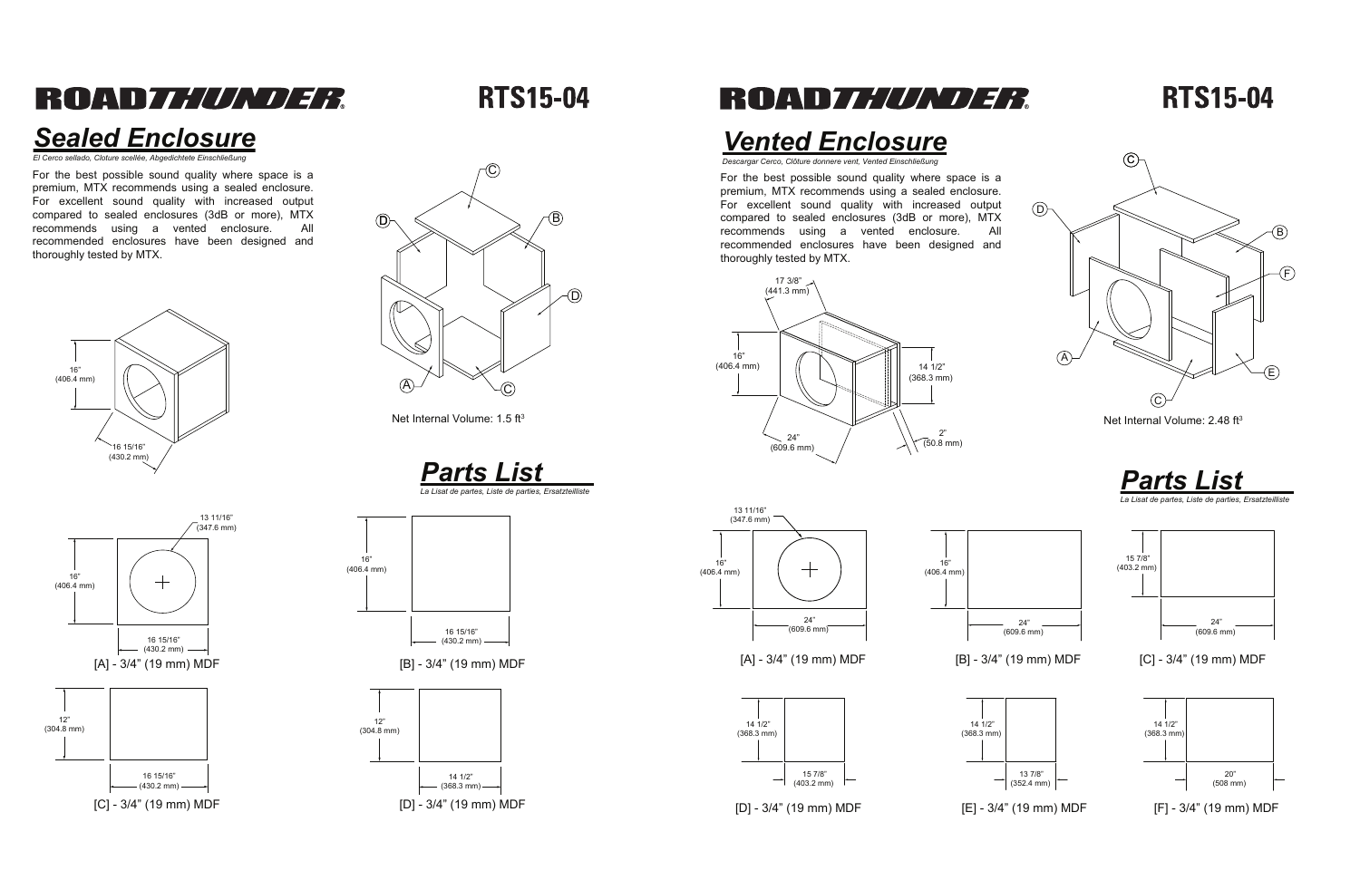# ROADTHUNDER — RTS15-04

## Sealed Enclosure

*El Cerco sellado, Cloture scellée, Abgedichtete Einschließung*

For the best possible sound quality where space is a premium, MTX recommends using a sealed enclosure. For excellent sound quality with increased output compared to sealed enclosures (3dB or more), MTX recommends using a vented enclosure. All recommended enclosures have been designed and thoroughly tested by MTX.

16" (406.4 mm)

16 15/16" (430.2 mm)

C, B, D, D, A, C

Net Internal Volume: 1.5 ft$^3$

## Parts List

*La Lisat de partes, Liste de parties, Ersatzteilliste*

13 11/16" (347.6 mm)

16" (406.4 mm)

16 15/16" (430.2 mm)

[A] - 3/4" (19 mm) MDF

16" (406.4 mm)

16 15/16" (430.2 mm)

[B] - 3/4" (19 mm) MDF

12" (304.8 mm)

16 15/16" (430.2 mm)

[C] - 3/4" (19 mm) MDF

12" (304.8 mm)

14 1/2" (368.3 mm)

[D] - 3/4" (19 mm) MDF

# ROADTHUNDER — RTS15-04

## Vented Enclosure

*Descargar Cerco, Clôture donnere vent, Vented Einschließung*

For the best possible sound quality where space is a premium, MTX recommends using a sealed enclosure. For excellent sound quality with increased output compared to sealed enclosures (3dB or more), MTX recommends using a vented enclosure. All recommended enclosures have been designed and thoroughly tested by MTX.

17 3/8" (441.3 mm)

16" (406.4 mm)

14 1/2" (368.3 mm)

24" (609.6 mm)

2" (50.8 mm)

C, D, B, F, A, E, C

Net Internal Volume: 2.48 ft$^3$

## Parts List

*La Lisat de partes, Liste de parties, Ersatzteilliste*

13 11/16" (347.6 mm)

16" (406.4 mm)

24" (609.6 mm)

[A] - 3/4" (19 mm) MDF

16" (406.4 mm)

24" (609.6 mm)

[B] - 3/4" (19 mm) MDF

15 7/8" (403.2 mm)

24" (609.6 mm)

[C] - 3/4" (19 mm) MDF

14 1/2" (368.3 mm)

15 7/8" (403.2 mm)

[D] - 3/4" (19 mm) MDF

14 1/2" (368.3 mm)

13 7/8" (352.4 mm)

[E] - 3/4" (19 mm) MDF

14 1/2" (368.3 mm)

20" (508 mm)

[F] - 3/4" (19 mm) MDF